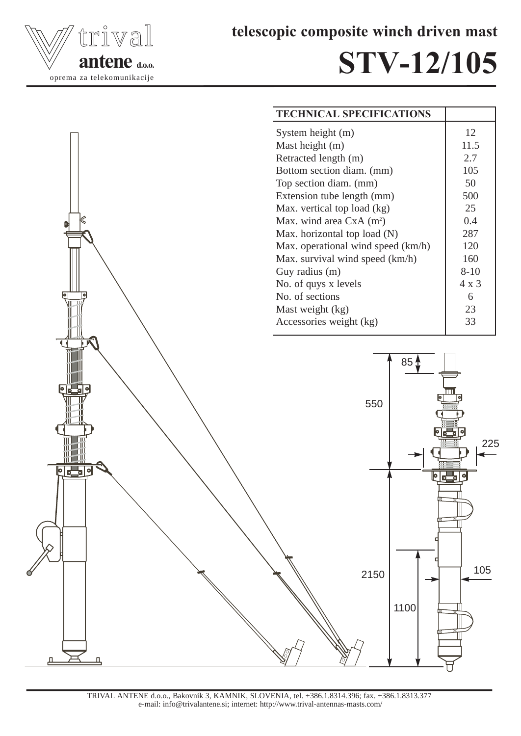trival antene d.o.o.

oprema za telekomunikacije

# telescopic composite winch driven mast

# STV-12/105

| TECHNICAL SPECIFICATIONS | |
|---|---|
| System height (m) | 12 |
| Mast height (m) | 11.5 |
| Retracted length (m) | 2.7 |
| Bottom section diam. (mm) | 105 |
| Top section diam. (mm) | 50 |
| Extension tube length (mm) | 500 |
| Max. vertical top load (kg) | 25 |
| Max. wind area CxA ($m^2$) | 0.4 |
| Max. horizontal top load (N) | 287 |
| Max. operational wind speed (km/h) | 120 |
| Max. survival wind speed (km/h) | 160 |
| Guy radius (m) | 8-10 |
| No. of quys x levels | 4 x 3 |
| No. of sections | 6 |
| Mast weight (kg) | 23 |
| Accessories weight (kg) | 33 |

85

550

225

2150

1100

105

TRIVAL ANTENE d.o.o., Bakovnik 3, KAMNIK, SLOVENIA, tel. +386.1.8314.396; fax. +386.1.8313.377
e-mail: info@trivalantene.si; internet: http://www.trival-antennas-masts.com/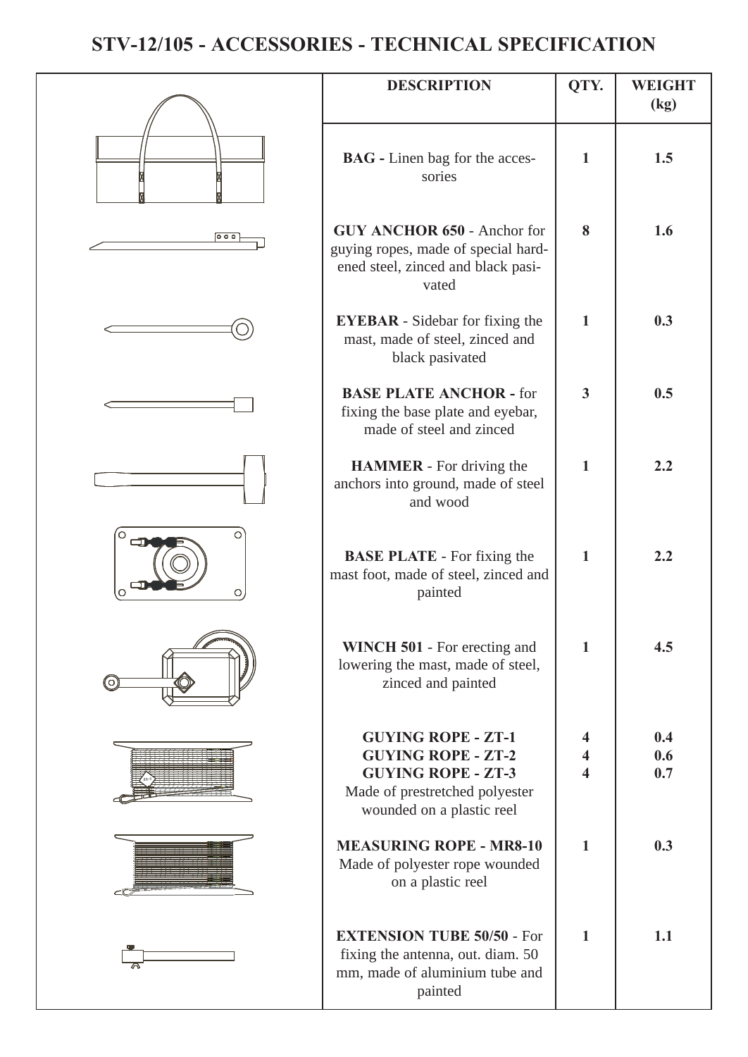# STV-12/105 - ACCESSORIES - TECHNICAL SPECIFICATION

| | DESCRIPTION | QTY. | WEIGHT (kg) |
|---|---|---|---|
| | **BAG -** Linen bag for the accessories | **1** | **1.5** |
| | **GUY ANCHOR 650** - Anchor for guying ropes, made of special hardened steel, zinced and black pasivated | **8** | **1.6** |
| | **EYEBAR** - Sidebar for fixing the mast, made of steel, zinced and black pasivated | **1** | **0.3** |
| | **BASE PLATE ANCHOR -** for fixing the base plate and eyebar, made of steel and zinced | **3** | **0.5** |
| | **HAMMER** - For driving the anchors into ground, made of steel and wood | **1** | **2.2** |
| | **BASE PLATE** - For fixing the mast foot, made of steel, zinced and painted | **1** | **2.2** |
| | **WINCH 501** - For erecting and lowering the mast, made of steel, zinced and painted | **1** | **4.5** |
| | **GUYING ROPE - ZT-1**<br>**GUYING ROPE - ZT-2**<br>**GUYING ROPE - ZT-3**<br>Made of prestretched polyester wounded on a plastic reel | **4**<br>**4**<br>**4** | **0.4**<br>**0.6**<br>**0.7** |
| | **MEASURING ROPE - MR8-10**<br>Made of polyester rope wounded on a plastic reel | **1** | **0.3** |
| | **EXTENSION TUBE 50/50** - For fixing the antenna, out. diam. 50 mm, made of aluminium tube and painted | **1** | **1.1** |